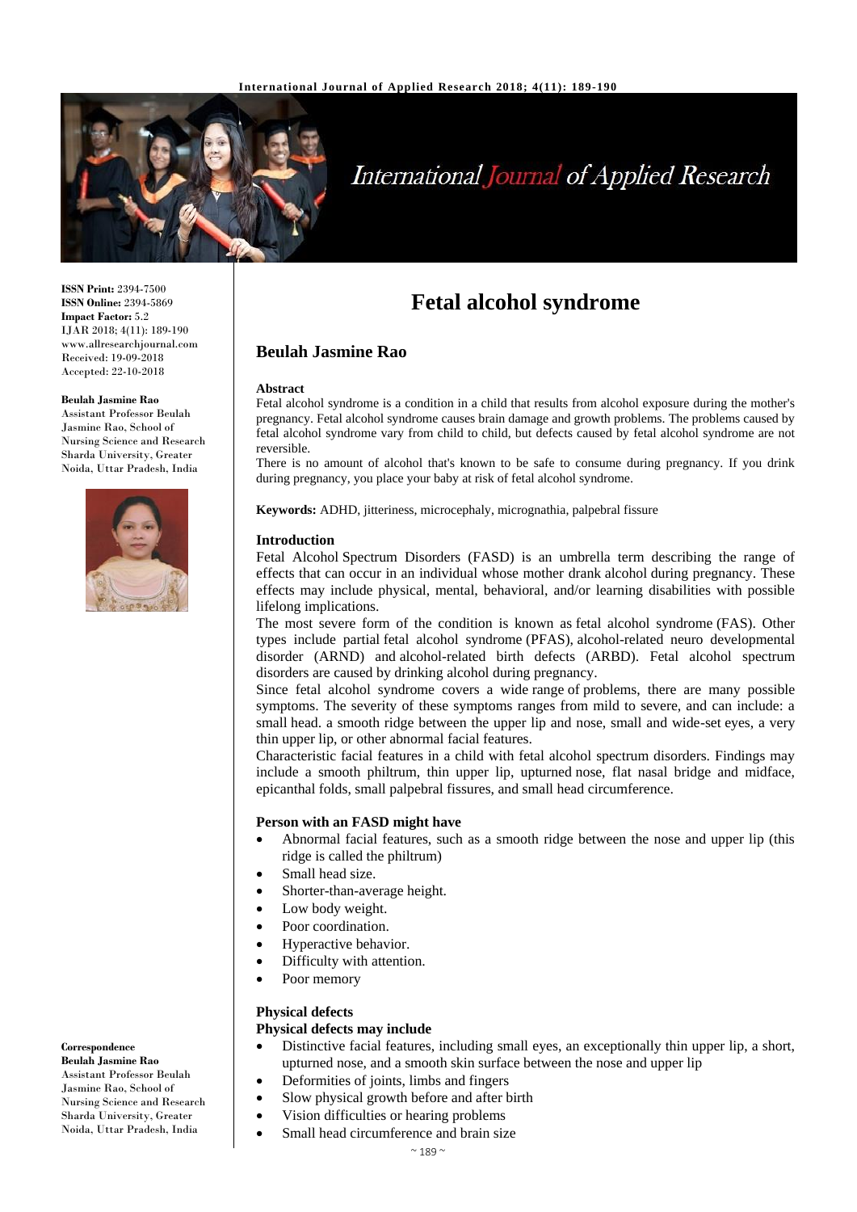# Fetal alcohol syndrome

**ISSN Print:** 2394-7500
**ISSN Online:** 2394-5869
**Impact Factor:** 5.2
IJAR 2018; 4(11): 189-190
www.allresearchjournal.com
Received: 19-09-2018
Accepted: 22-10-2018

**Beulah Jasmine Rao**
Assistant Professor Beulah Jasmine Rao, School of Nursing Science and Research Sharda University, Greater Noida, Uttar Pradesh, India

**Correspondence**
**Beulah Jasmine Rao**
Assistant Professor Beulah Jasmine Rao, School of Nursing Science and Research Sharda University, Greater Noida, Uttar Pradesh, India

## Beulah Jasmine Rao

### Abstract

Fetal alcohol syndrome is a condition in a child that results from alcohol exposure during the mother's pregnancy. Fetal alcohol syndrome causes brain damage and growth problems. The problems caused by fetal alcohol syndrome vary from child to child, but defects caused by fetal alcohol syndrome are not reversible.

There is no amount of alcohol that's known to be safe to consume during pregnancy. If you drink during pregnancy, you place your baby at risk of fetal alcohol syndrome.

**Keywords:** ADHD, jitteriness, microcephaly, micrognathia, palpebral fissure

### Introduction

Fetal Alcohol Spectrum Disorders (FASD) is an umbrella term describing the range of effects that can occur in an individual whose mother drank alcohol during pregnancy. These effects may include physical, mental, behavioral, and/or learning disabilities with possible lifelong implications.

The most severe form of the condition is known as fetal alcohol syndrome (FAS). Other types include partial fetal alcohol syndrome (PFAS), alcohol-related neuro developmental disorder (ARND) and alcohol-related birth defects (ARBD). Fetal alcohol spectrum disorders are caused by drinking alcohol during pregnancy.

Since fetal alcohol syndrome covers a wide range of problems, there are many possible symptoms. The severity of these symptoms ranges from mild to severe, and can include: a small head. a smooth ridge between the upper lip and nose, small and wide-set eyes, a very thin upper lip, or other abnormal facial features.

Characteristic facial features in a child with fetal alcohol spectrum disorders. Findings may include a smooth philtrum, thin upper lip, upturned nose, flat nasal bridge and midface, epicanthal folds, small palpebral fissures, and small head circumference.

### Person with an FASD might have

- Abnormal facial features, such as a smooth ridge between the nose and upper lip (this ridge is called the philtrum)
- Small head size.
- Shorter-than-average height.
- Low body weight.
- Poor coordination.
- Hyperactive behavior.
- Difficulty with attention.
- Poor memory

### Physical defects

**Physical defects may include**

- Distinctive facial features, including small eyes, an exceptionally thin upper lip, a short, upturned nose, and a smooth skin surface between the nose and upper lip
- Deformities of joints, limbs and fingers
- Slow physical growth before and after birth
- Vision difficulties or hearing problems
- Small head circumference and brain size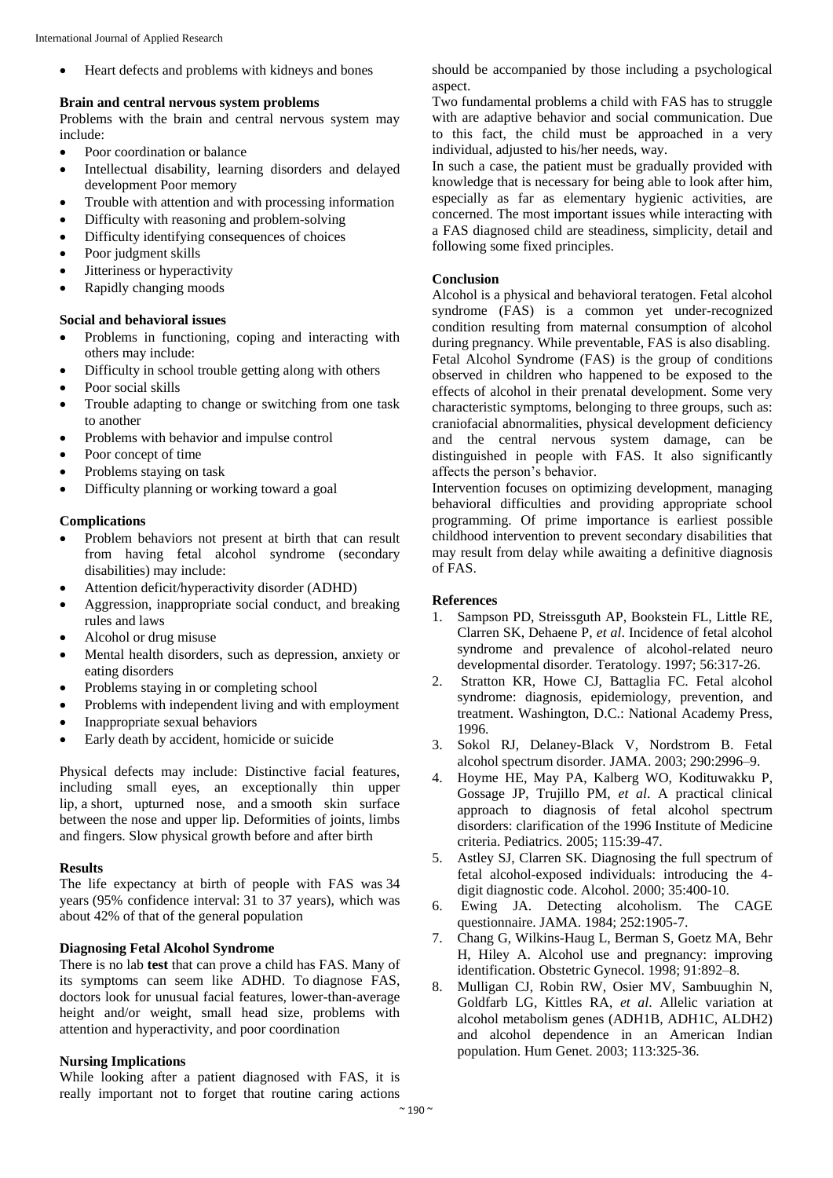- Heart defects and problems with kidneys and bones

**Brain and central nervous system problems**

Problems with the brain and central nervous system may include:

- Poor coordination or balance
- Intellectual disability, learning disorders and delayed development Poor memory
- Trouble with attention and with processing information
- Difficulty with reasoning and problem-solving
- Difficulty identifying consequences of choices
- Poor judgment skills
- Jitteriness or hyperactivity
- Rapidly changing moods

**Social and behavioral issues**

- Problems in functioning, coping and interacting with others may include:
- Difficulty in school trouble getting along with others
- Poor social skills
- Trouble adapting to change or switching from one task to another
- Problems with behavior and impulse control
- Poor concept of time
- Problems staying on task
- Difficulty planning or working toward a goal

**Complications**

- Problem behaviors not present at birth that can result from having fetal alcohol syndrome (secondary disabilities) may include:
- Attention deficit/hyperactivity disorder (ADHD)
- Aggression, inappropriate social conduct, and breaking rules and laws
- Alcohol or drug misuse
- Mental health disorders, such as depression, anxiety or eating disorders
- Problems staying in or completing school
- Problems with independent living and with employment
- Inappropriate sexual behaviors
- Early death by accident, homicide or suicide

Physical defects may include: Distinctive facial features, including small eyes, an exceptionally thin upper lip, a short, upturned nose, and a smooth skin surface between the nose and upper lip. Deformities of joints, limbs and fingers. Slow physical growth before and after birth

**Results**

The life expectancy at birth of people with FAS was 34 years (95% confidence interval: 31 to 37 years), which was about 42% of that of the general population

**Diagnosing Fetal Alcohol Syndrome**

There is no lab **test** that can prove a child has FAS. Many of its symptoms can seem like ADHD. To diagnose FAS, doctors look for unusual facial features, lower-than-average height and/or weight, small head size, problems with attention and hyperactivity, and poor coordination

**Nursing Implications**

While looking after a patient diagnosed with FAS, it is really important not to forget that routine caring actions should be accompanied by those including a psychological aspect.

Two fundamental problems a child with FAS has to struggle with are adaptive behavior and social communication. Due to this fact, the child must be approached in a very individual, adjusted to his/her needs, way.

In such a case, the patient must be gradually provided with knowledge that is necessary for being able to look after him, especially as far as elementary hygienic activities, are concerned. The most important issues while interacting with a FAS diagnosed child are steadiness, simplicity, detail and following some fixed principles.

**Conclusion**

Alcohol is a physical and behavioral teratogen. Fetal alcohol syndrome (FAS) is a common yet under-recognized condition resulting from maternal consumption of alcohol during pregnancy. While preventable, FAS is also disabling. Fetal Alcohol Syndrome (FAS) is the group of conditions observed in children who happened to be exposed to the effects of alcohol in their prenatal development. Some very characteristic symptoms, belonging to three groups, such as: craniofacial abnormalities, physical development deficiency and the central nervous system damage, can be distinguished in people with FAS. It also significantly affects the person's behavior.

Intervention focuses on optimizing development, managing behavioral difficulties and providing appropriate school programming. Of prime importance is earliest possible childhood intervention to prevent secondary disabilities that may result from delay while awaiting a definitive diagnosis of FAS.

**References**

1. Sampson PD, Streissguth AP, Bookstein FL, Little RE, Clarren SK, Dehaene P, *et al*. Incidence of fetal alcohol syndrome and prevalence of alcohol-related neuro developmental disorder. Teratology. 1997; 56:317-26.
2. Stratton KR, Howe CJ, Battaglia FC. Fetal alcohol syndrome: diagnosis, epidemiology, prevention, and treatment. Washington, D.C.: National Academy Press, 1996.
3. Sokol RJ, Delaney-Black V, Nordstrom B. Fetal alcohol spectrum disorder. JAMA. 2003; 290:2996–9.
4. Hoyme HE, May PA, Kalberg WO, Kodituwakku P, Gossage JP, Trujillo PM, *et al*. A practical clinical approach to diagnosis of fetal alcohol spectrum disorders: clarification of the 1996 Institute of Medicine criteria. Pediatrics. 2005; 115:39-47.
5. Astley SJ, Clarren SK. Diagnosing the full spectrum of fetal alcohol-exposed individuals: introducing the 4-digit diagnostic code. Alcohol. 2000; 35:400-10.
6. Ewing JA. Detecting alcoholism. The CAGE questionnaire. JAMA. 1984; 252:1905-7.
7. Chang G, Wilkins-Haug L, Berman S, Goetz MA, Behr H, Hiley A. Alcohol use and pregnancy: improving identification. Obstetric Gynecol. 1998; 91:892–8.
8. Mulligan CJ, Robin RW, Osier MV, Sambuughin N, Goldfarb LG, Kittles RA, *et al*. Allelic variation at alcohol metabolism genes (ADH1B, ADH1C, ALDH2) and alcohol dependence in an American Indian population. Hum Genet. 2003; 113:325-36.